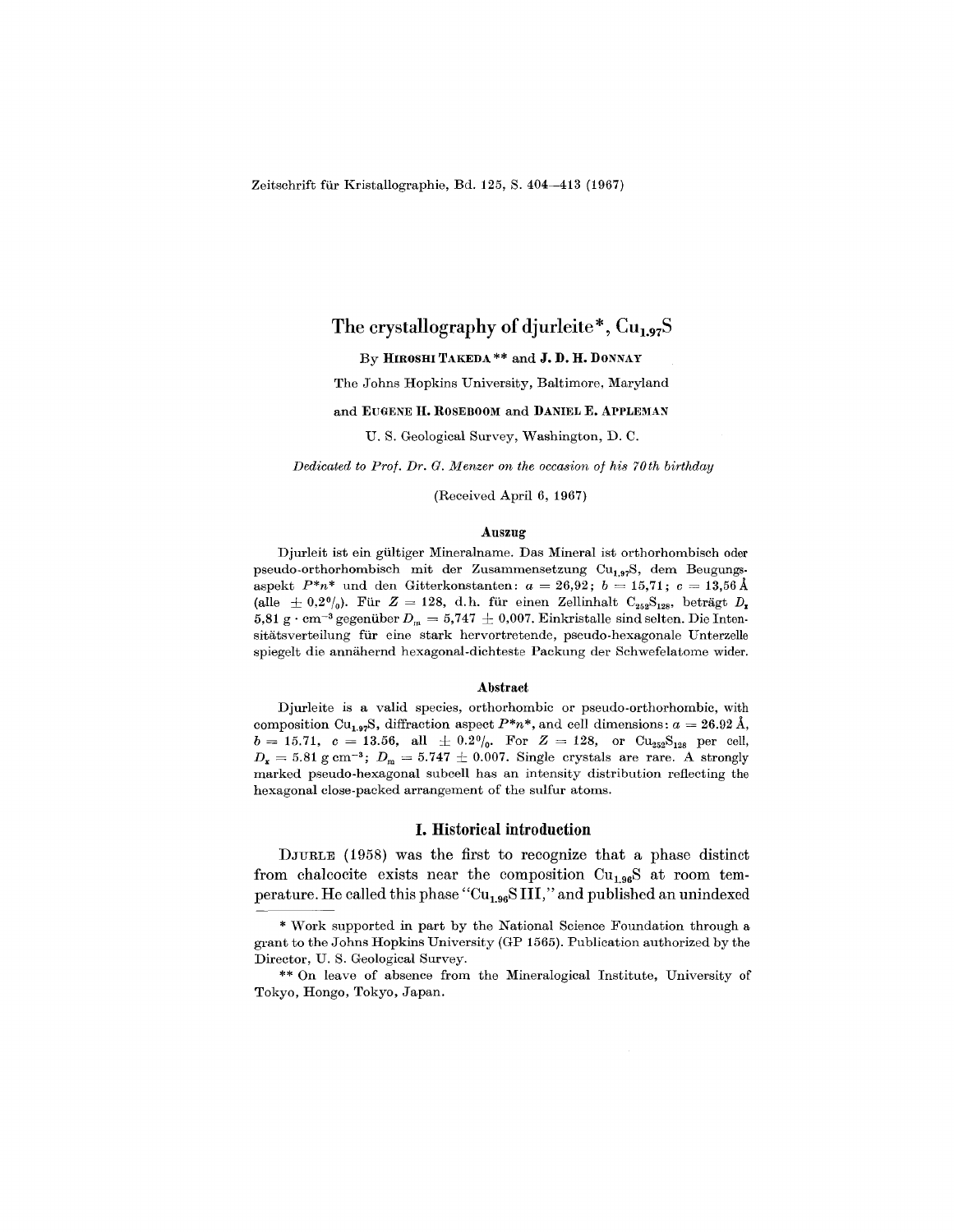Zeitschrift für Kristallographie, Bd. 125, S. 404–413 (1967)

# The crystallography of djurleite*, $Cu_{1.97}S$

By **HIROSHI TAKEDA** ** and **J. D. H. DONNAY**

The Johns Hopkins University, Baltimore, Maryland

and **EUGENE H. ROSEBOOM** and **DANIEL E. APPLEMAN**

U. S. Geological Survey, Washington, D. C.

*Dedicated to Prof. Dr. G. Menzer on the occasion of his 70th birthday*

(Received April 6, 1967)

### Auszug

Djurleit ist ein gültiger Mineralname. Das Mineral ist orthorhombisch oder pseudo-orthorhombisch mit der Zusammensetzung $Cu_{1,97}S$, dem Beugungsaspekt $P{*}n{*}$ und den Gitterkonstanten: $a = 26{,}92$; $b = 15{,}71$; $c = 13{,}56$ Å (alle $\pm$ 0,2%). Für $Z = 128$, d.h. für einen Zellinhalt $C_{252}S_{128}$, beträgt $D_x$ 5,81 g · cm$^{-3}$ gegenüber $D_m = 5{,}747 \pm 0{,}007$. Einkristalle sind selten. Die Intensitätsverteilung für eine stark hervortretende, pseudo-hexagonale Unterzelle spiegelt die annähernd hexagonal-dichteste Packung der Schwefelatome wider.

### Abstract

Djurleite is a valid species, orthorhombic or pseudo-orthorhombic, with composition $Cu_{1.97}S$, diffraction aspect $P{*}n{*}$, and cell dimensions: $a = 26.92$ Å, $b = 15.71$, $c = 13.56$, all $\pm$ 0.2%. For $Z = 128$, or $Cu_{252}S_{128}$ per cell, $D_x = 5.81$ g cm$^{-3}$; $D_m = 5.747 \pm 0.007$. Single crystals are rare. A strongly marked pseudo-hexagonal subcell has an intensity distribution reflecting the hexagonal close-packed arrangement of the sulfur atoms.

## I. Historical introduction

DJURLE (1958) was the first to recognize that a phase distinct from chalcocite exists near the composition $Cu_{1.96}S$ at room temperature. He called this phase "$Cu_{1.96}S$ III," and published an unindexed

---

\* Work supported in part by the National Science Foundation through a grant to the Johns Hopkins University (GP 1565). Publication authorized by the Director, U. S. Geological Survey.

\*\* On leave of absence from the Mineralogical Institute, University of Tokyo, Hongo, Tokyo, Japan.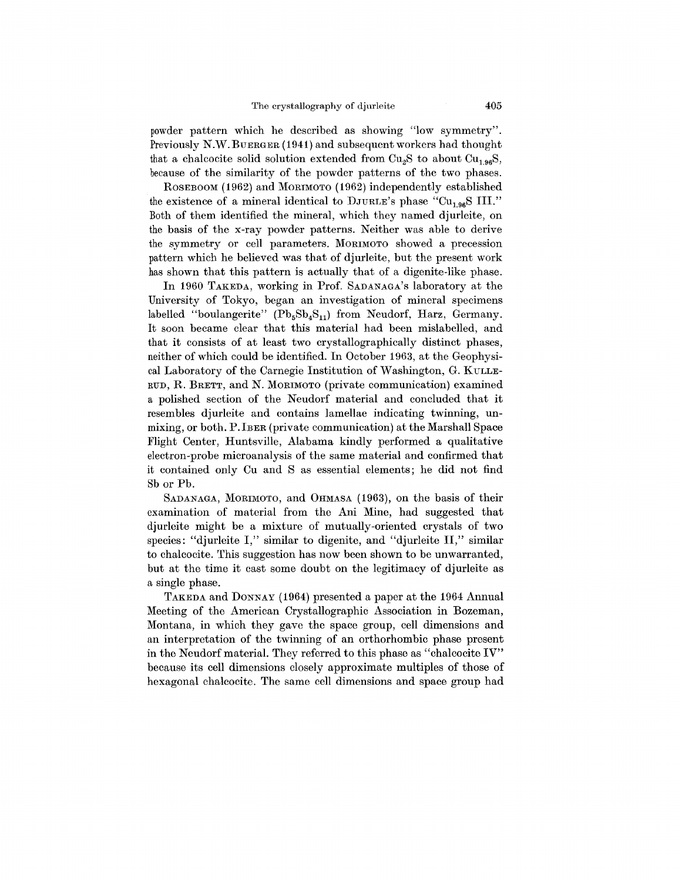powder pattern which he described as showing "low symmetry". Previously N.W. BUERGER (1941) and subsequent workers had thought that a chalcocite solid solution extended from $Cu_2S$ to about $Cu_{1.96}S$, because of the similarity of the powder patterns of the two phases.

ROSEBOOM (1962) and MORIMOTO (1962) independently established the existence of a mineral identical to DJURLE's phase "$Cu_{1.96}S$ III." Both of them identified the mineral, which they named djurleite, on the basis of the x-ray powder patterns. Neither was able to derive the symmetry or cell parameters. MORIMOTO showed a precession pattern which he believed was that of djurleite, but the present work has shown that this pattern is actually that of a digenite-like phase.

In 1960 TAKEDA, working in Prof. SADANAGA's laboratory at the University of Tokyo, began an investigation of mineral specimens labelled "boulangerite" ($Pb_5Sb_4S_{11}$) from Neudorf, Harz, Germany. It soon became clear that this material had been mislabelled, and that it consists of at least two crystallographically distinct phases, neither of which could be identified. In October 1963, at the Geophysical Laboratory of the Carnegie Institution of Washington, G. KULLERUD, R. BRETT, and N. MORIMOTO (private communication) examined a polished section of the Neudorf material and concluded that it resembles djurleite and contains lamellae indicating twinning, unmixing, or both. P. IBER (private communication) at the Marshall Space Flight Center, Huntsville, Alabama kindly performed a qualitative electron-probe microanalysis of the same material and confirmed that it contained only Cu and S as essential elements; he did not find Sb or Pb.

SADANAGA, MORIMOTO, and OHMASA (1963), on the basis of their examination of material from the Ani Mine, had suggested that djurleite might be a mixture of mutually-oriented crystals of two species: "djurleite I," similar to digenite, and "djurleite II," similar to chalcocite. This suggestion has now been shown to be unwarranted, but at the time it cast some doubt on the legitimacy of djurleite as a single phase.

TAKEDA and DONNAY (1964) presented a paper at the 1964 Annual Meeting of the American Crystallographic Association in Bozeman, Montana, in which they gave the space group, cell dimensions and an interpretation of the twinning of an orthorhombic phase present in the Neudorf material. They referred to this phase as "chalcocite IV" because its cell dimensions closely approximate multiples of those of hexagonal chalcocite. The same cell dimensions and space group had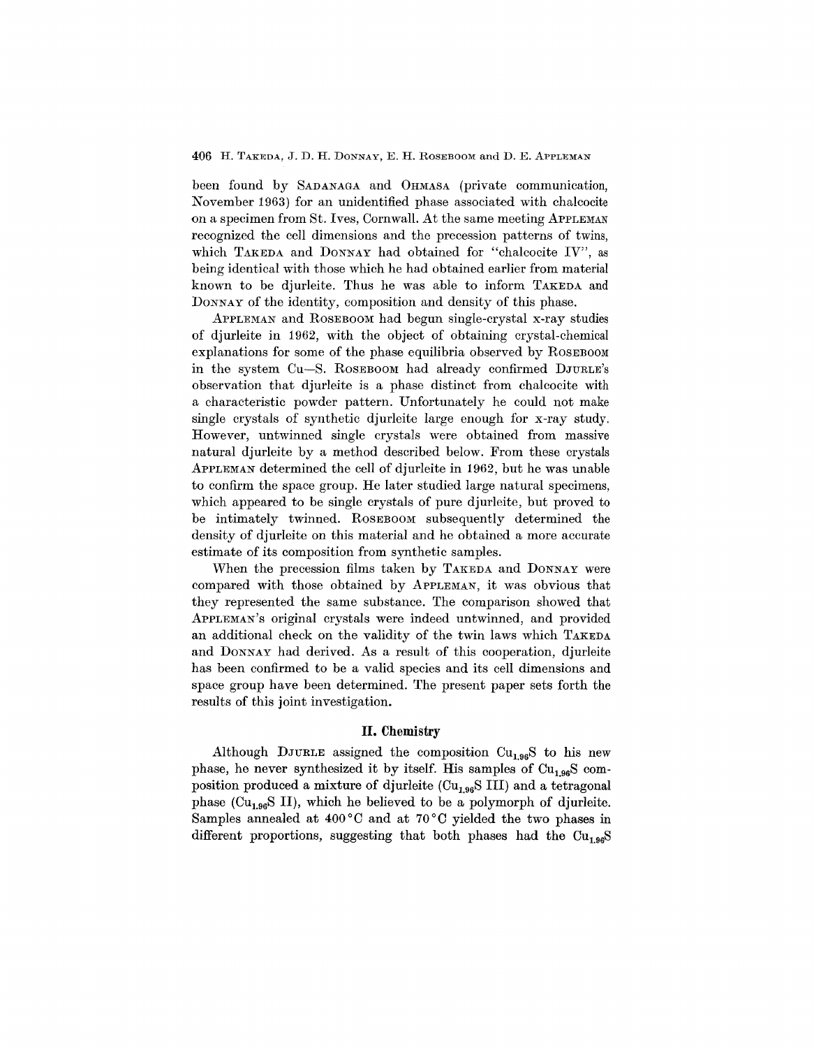been found by SADANAGA and OHMASA (private communication, November 1963) for an unidentified phase associated with chalcocite on a specimen from St. Ives, Cornwall. At the same meeting APPLEMAN recognized the cell dimensions and the precession patterns of twins, which TAKEDA and DONNAY had obtained for "chalcocite IV", as being identical with those which he had obtained earlier from material known to be djurleite. Thus he was able to inform TAKEDA and DONNAY of the identity, composition and density of this phase.

APPLEMAN and ROSEBOOM had begun single-crystal x-ray studies of djurleite in 1962, with the object of obtaining crystal-chemical explanations for some of the phase equilibria observed by ROSEBOOM in the system Cu—S. ROSEBOOM had already confirmed DJURLE's observation that djurleite is a phase distinct from chalcocite with a characteristic powder pattern. Unfortunately he could not make single crystals of synthetic djurleite large enough for x-ray study. However, untwinned single crystals were obtained from massive natural djurleite by a method described below. From these crystals APPLEMAN determined the cell of djurleite in 1962, but he was unable to confirm the space group. He later studied large natural specimens, which appeared to be single crystals of pure djurleite, but proved to be intimately twinned. ROSEBOOM subsequently determined the density of djurleite on this material and he obtained a more accurate estimate of its composition from synthetic samples.

When the precession films taken by TAKEDA and DONNAY were compared with those obtained by APPLEMAN, it was obvious that they represented the same substance. The comparison showed that APPLEMAN's original crystals were indeed untwinned, and provided an additional check on the validity of the twin laws which TAKEDA and DONNAY had derived. As a result of this cooperation, djurleite has been confirmed to be a valid species and its cell dimensions and space group have been determined. The present paper sets forth the results of this joint investigation.

## II. Chemistry

Although DJURLE assigned the composition $Cu_{1.96}S$ to his new phase, he never synthesized it by itself. His samples of $Cu_{1.96}S$ composition produced a mixture of djurleite ($Cu_{1.96}S$ III) and a tetragonal phase ($Cu_{1.96}S$ II), which he believed to be a polymorph of djurleite. Samples annealed at 400 °C and at 70 °C yielded the two phases in different proportions, suggesting that both phases had the $Cu_{1.96}S$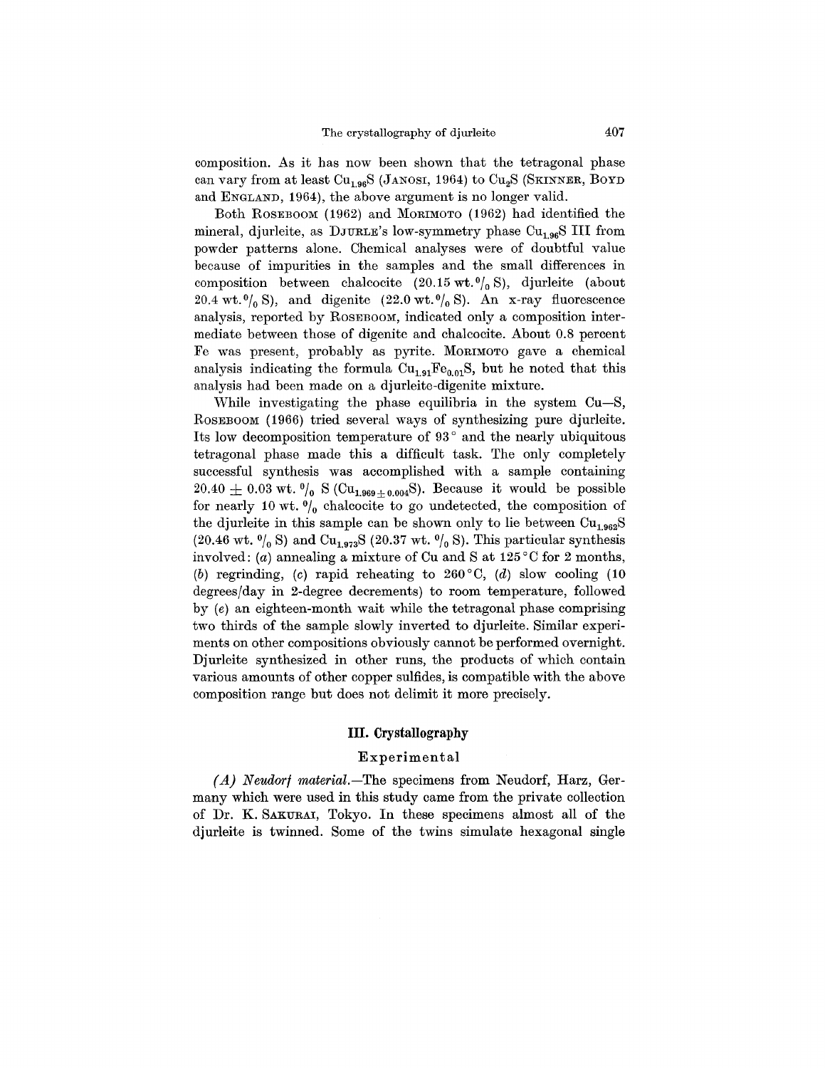composition. As it has now been shown that the tetragonal phase can vary from at least $Cu_{1.96}S$ (JANOSI, 1964) to $Cu_2S$ (SKINNER, BOYD and ENGLAND, 1964), the above argument is no longer valid.

Both ROSEBOOM (1962) and MORIMOTO (1962) had identified the mineral, djurleite, as DJURLE's low-symmetry phase $Cu_{1.96}S$ III from powder patterns alone. Chemical analyses were of doubtful value because of impurities in the samples and the small differences in composition between chalcocite (20.15 wt. $^0/_0$ S), djurleite (about 20.4 wt. $^0/_0$ S), and digenite (22.0 wt. $^0/_0$ S). An x-ray fluorescence analysis, reported by ROSEBOOM, indicated only a composition intermediate between those of digenite and chalcocite. About 0.8 percent Fe was present, probably as pyrite. MORIMOTO gave a chemical analysis indicating the formula $Cu_{1.91}Fe_{0.01}S$, but he noted that this analysis had been made on a djurleite-digenite mixture.

While investigating the phase equilibria in the system Cu—S, ROSEBOOM (1966) tried several ways of synthesizing pure djurleite. Its low decomposition temperature of 93° and the nearly ubiquitous tetragonal phase made this a difficult task. The only completely successful synthesis was accomplished with a sample containing $20.40 \pm 0.03$ wt. $^0/_0$ S ($Cu_{1.969 \pm 0.004}S$). Because it would be possible for nearly 10 wt. $^0/_0$ chalcocite to go undetected, the composition of the djurleite in this sample can be shown only to lie between $Cu_{1.962}S$ (20.46 wt. $^0/_0$ S) and $Cu_{1.973}S$ (20.37 wt. $^0/_0$ S). This particular synthesis involved: (*a*) annealing a mixture of Cu and S at 125 °C for 2 months, (*b*) regrinding, (*c*) rapid reheating to 260 °C, (*d*) slow cooling (10 degrees/day in 2-degree decrements) to room temperature, followed by (*e*) an eighteen-month wait while the tetragonal phase comprising two thirds of the sample slowly inverted to djurleite. Similar experiments on other compositions obviously cannot be performed overnight. Djurleite synthesized in other runs, the products of which contain various amounts of other copper sulfides, is compatible with the above composition range but does not delimit it more precisely.

## III. Crystallography

### Experimental

*(A) Neudorf material.*—The specimens from Neudorf, Harz, Germany which were used in this study came from the private collection of Dr. K. SAKURAI, Tokyo. In these specimens almost all of the djurleite is twinned. Some of the twins simulate hexagonal single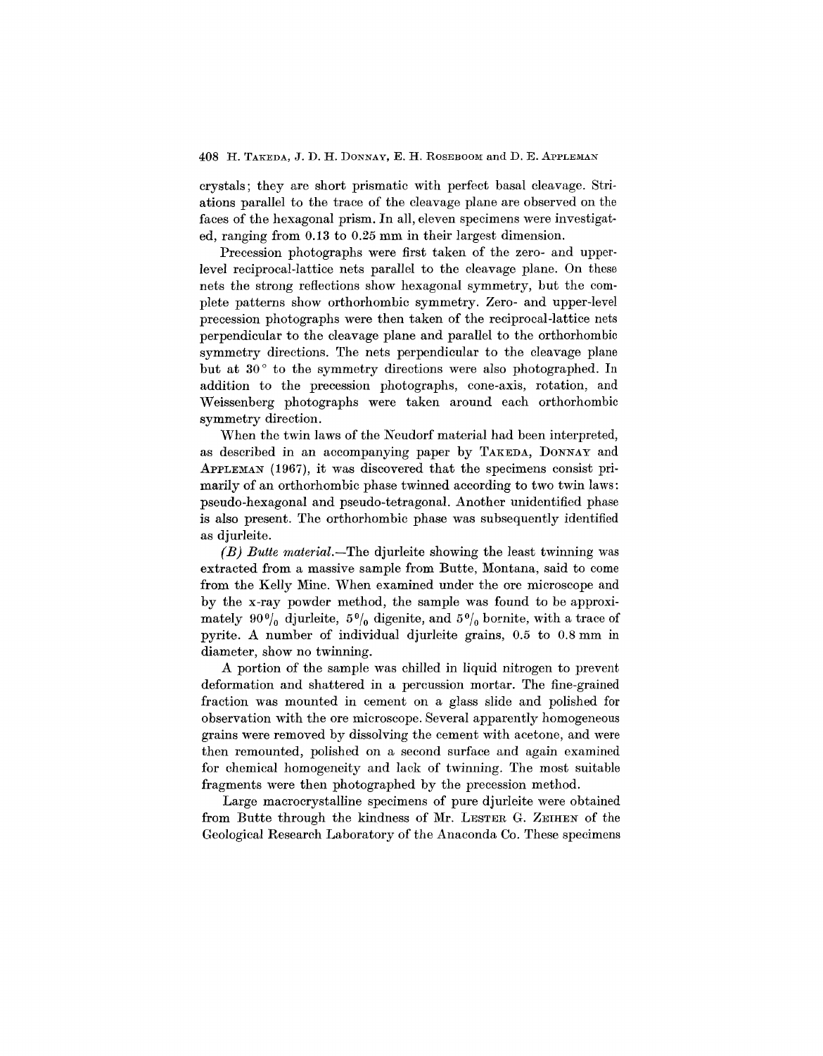crystals; they are short prismatic with perfect basal cleavage. Striations parallel to the trace of the cleavage plane are observed on the faces of the hexagonal prism. In all, eleven specimens were investigated, ranging from 0.13 to 0.25 mm in their largest dimension.

Precession photographs were first taken of the zero- and upper-level reciprocal-lattice nets parallel to the cleavage plane. On these nets the strong reflections show hexagonal symmetry, but the complete patterns show orthorhombic symmetry. Zero- and upper-level precession photographs were then taken of the reciprocal-lattice nets perpendicular to the cleavage plane and parallel to the orthorhombic symmetry directions. The nets perpendicular to the cleavage plane but at 30° to the symmetry directions were also photographed. In addition to the precession photographs, cone-axis, rotation, and Weissenberg photographs were taken around each orthorhombic symmetry direction.

When the twin laws of the Neudorf material had been interpreted, as described in an accompanying paper by TAKEDA, DONNAY and APPLEMAN (1967), it was discovered that the specimens consist primarily of an orthorhombic phase twinned according to two twin laws: pseudo-hexagonal and pseudo-tetragonal. Another unidentified phase is also present. The orthorhombic phase was subsequently identified as djurleite.

*(B) Butte material.*—The djurleite showing the least twinning was extracted from a massive sample from Butte, Montana, said to come from the Kelly Mine. When examined under the ore microscope and by the x-ray powder method, the sample was found to be approximately 90% djurleite, 5% digenite, and 5% bornite, with a trace of pyrite. A number of individual djurleite grains, 0.5 to 0.8 mm in diameter, show no twinning.

A portion of the sample was chilled in liquid nitrogen to prevent deformation and shattered in a percussion mortar. The fine-grained fraction was mounted in cement on a glass slide and polished for observation with the ore microscope. Several apparently homogeneous grains were removed by dissolving the cement with acetone, and were then remounted, polished on a second surface and again examined for chemical homogeneity and lack of twinning. The most suitable fragments were then photographed by the precession method.

Large macrocrystalline specimens of pure djurleite were obtained from Butte through the kindness of Mr. LESTER G. ZEIHEN of the Geological Research Laboratory of the Anaconda Co. These specimens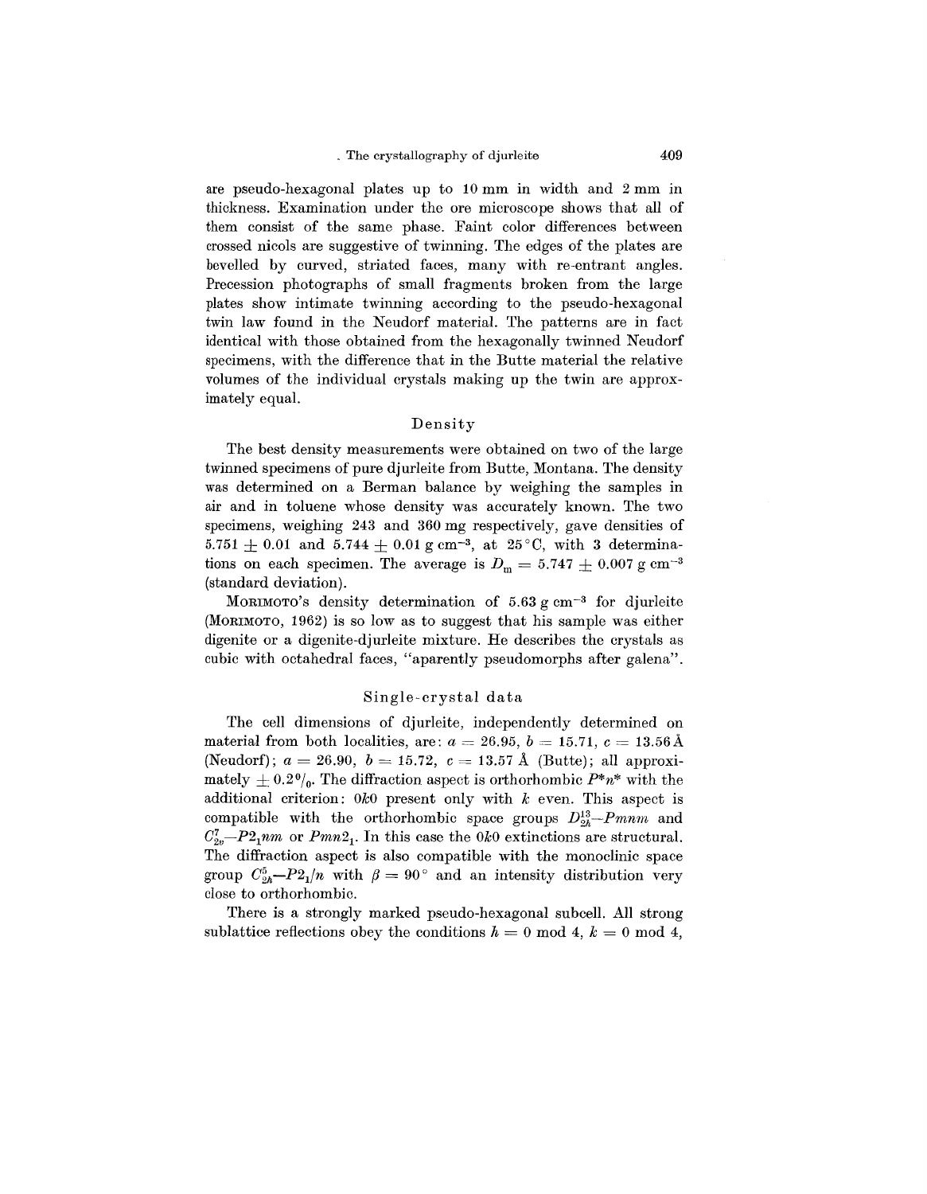are pseudo-hexagonal plates up to 10 mm in width and 2 mm in thickness. Examination under the ore microscope shows that all of them consist of the same phase. Faint color differences between crossed nicols are suggestive of twinning. The edges of the plates are bevelled by curved, striated faces, many with re-entrant angles. Precession photographs of small fragments broken from the large plates show intimate twinning according to the pseudo-hexagonal twin law found in the Neudorf material. The patterns are in fact identical with those obtained from the hexagonally twinned Neudorf specimens, with the difference that in the Butte material the relative volumes of the individual crystals making up the twin are approximately equal.

## Density

The best density measurements were obtained on two of the large twinned specimens of pure djurleite from Butte, Montana. The density was determined on a Berman balance by weighing the samples in air and in toluene whose density was accurately known. The two specimens, weighing 243 and 360 mg respectively, gave densities of $5.751 \pm 0.01$ and $5.744 \pm 0.01$ g cm$^{-3}$, at 25 °C, with 3 determinations on each specimen. The average is $D_m = 5.747 \pm 0.007$ g cm$^{-3}$ (standard deviation).

MORIMOTO's density determination of 5.63 g cm$^{-3}$ for djurleite (MORIMOTO, 1962) is so low as to suggest that his sample was either digenite or a digenite-djurleite mixture. He describes the crystals as cubic with octahedral faces, "apparently pseudomorphs after galena".

## Single-crystal data

The cell dimensions of djurleite, independently determined on material from both localities, are: $a = 26.95$, $b = 15.71$, $c = 13.56$ Å (Neudorf); $a = 26.90$, $b = 15.72$, $c = 13.57$ Å (Butte); all approximately $\pm 0.2$ %. The diffraction aspect is orthorhombic $P{*}n{*}$ with the additional criterion: $0k0$ present only with $k$ even. This aspect is compatible with the orthorhombic space groups $D_{2h}^{13}$—$Pmnm$ and $C_{2v}^{7}$—$P2_1nm$ or $Pmn2_1$. In this case the $0k0$ extinctions are structural. The diffraction aspect is also compatible with the monoclinic space group $C_{2h}^{5}$—$P2_1/n$ with $\beta = 90°$ and an intensity distribution very close to orthorhombic.

There is a strongly marked pseudo-hexagonal subcell. All strong sublattice reflections obey the conditions $h = 0 \bmod 4$, $k = 0 \bmod 4$,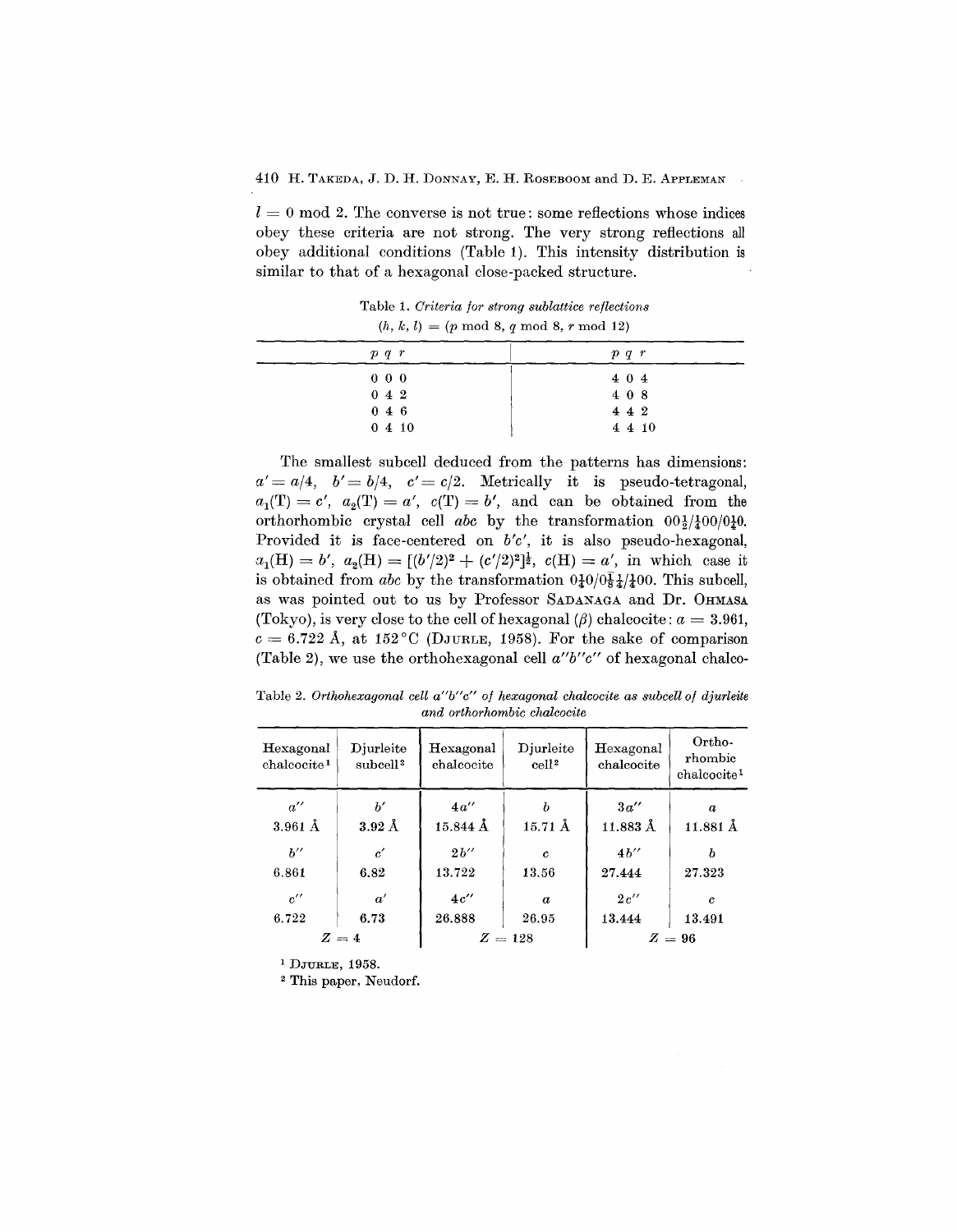$l = 0 \bmod 2$. The converse is not true: some reflections whose indices obey these criteria are not strong. The very strong reflections all obey additional conditions (Table 1). This intensity distribution is similar to that of a hexagonal close-packed structure.

Table 1. *Criteria for strong sublattice reflections*
$(h, k, l) = (p \bmod 8,\ q \bmod 8,\ r \bmod 12)$

| $p\ q\ r$ | $p\ q\ r$ |
|---|---|
| 0 0 0 | 4 0 4 |
| 0 4 2 | 4 0 8 |
| 0 4 6 | 4 4 2 |
| 0 4 10 | 4 4 10 |

The smallest subcell deduced from the patterns has dimensions: $a' = a/4$, $b' = b/4$, $c' = c/2$. Metrically it is pseudo-tetragonal, $a_1(\mathrm{T}) = c'$, $a_2(\mathrm{T}) = a'$, $c(\mathrm{T}) = b'$, and can be obtained from the orthorhombic crystal cell $abc$ by the transformation $00\frac{1}{2}/\frac{1}{4}00/0\frac{1}{4}0$. Provided it is face-centered on $b'c'$, it is also pseudo-hexagonal, $a_1(\mathrm{H}) = b'$, $a_2(\mathrm{H}) = [(b'/2)^2 + (c'/2)^2]^{\frac{1}{2}}$, $c(\mathrm{H}) = a'$, in which case it is obtained from $abc$ by the transformation $0\frac{1}{4}0/0\frac{1}{8}\frac{1}{4}/\frac{1}{4}00$. This subcell, as was pointed out to us by Professor SADANAGA and Dr. OHMASA (Tokyo), is very close to the cell of hexagonal ($\beta$) chalcocite: $a = 3.961$, $c = 6.722$ Å, at 152 °C (DJURLE, 1958). For the sake of comparison (Table 2), we use the orthohexagonal cell $a''b''c''$ of hexagonal chalco-

Table 2. *Orthohexagonal cell $a''b''c''$ of hexagonal chalcocite as subcell of djurleite and orthorhombic chalcocite*

| Hexagonal chalcocite[1] | Djurleite subcell[2] | Hexagonal chalcocite | Djurleite cell[2] | Hexagonal chalcocite | Orthorhombic chalcocite[1] |
|---|---|---|---|---|---|
| $a''$ | $b'$ | $4a''$ | $b$ | $3a''$ | $a$ |
| 3.961 Å | 3.92 Å | 15.844 Å | 15.71 Å | 11.883 Å | 11.881 Å |
| $b''$ | $c'$ | $2b''$ | $c$ | $4b''$ | $b$ |
| 6.861 | 6.82 | 13.722 | 13.56 | 27.444 | 27.323 |
| $c''$ | $a'$ | $4c''$ | $a$ | $2c''$ | $c$ |
| 6.722 | 6.73 | 26.888 | 26.95 | 13.444 | 13.491 |
| $Z = 4$ | | $Z = 128$ | | $Z = 96$ | |

[1] DJURLE, 1958.

[2] This paper, Neudorf.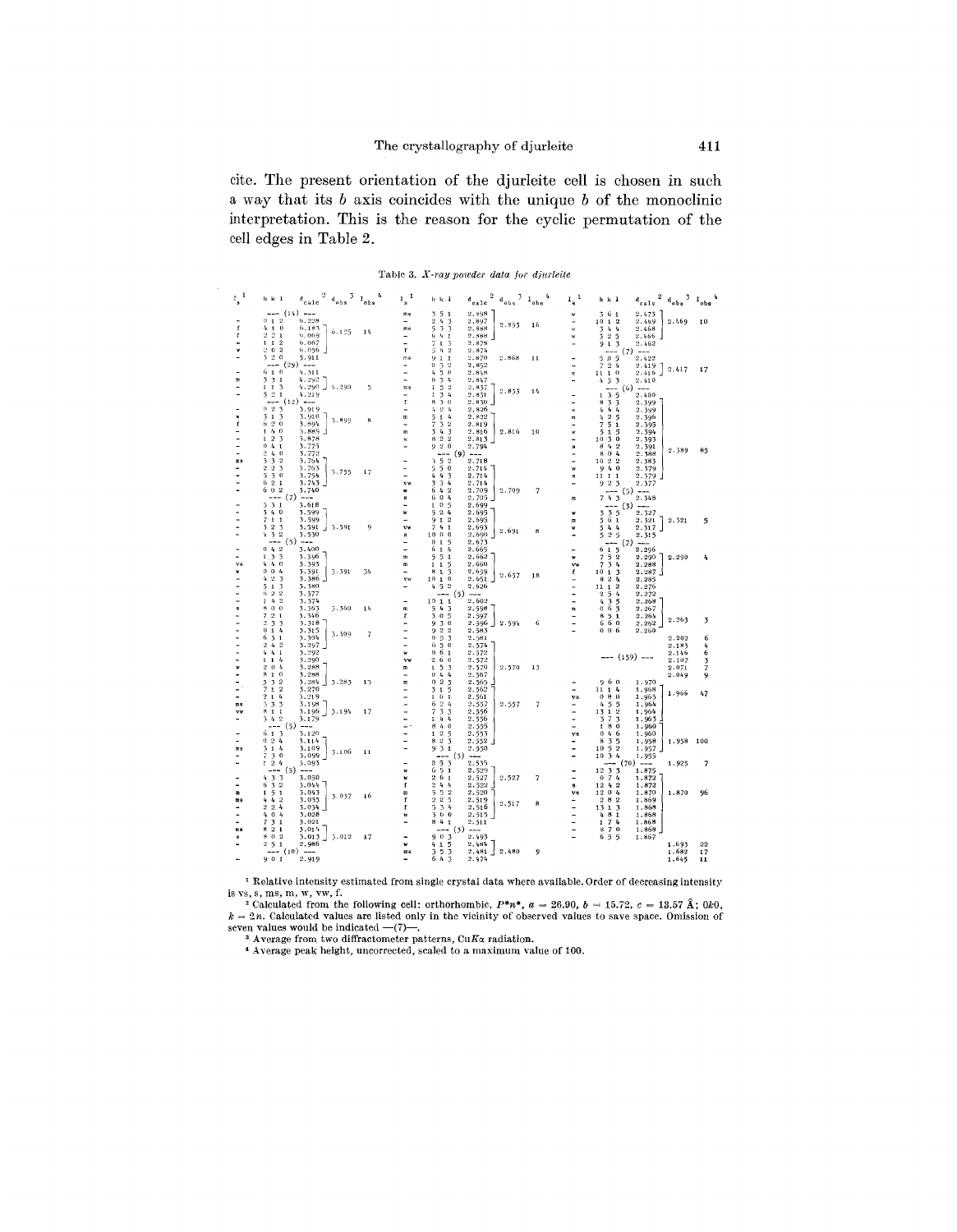cite. The present orientation of the djurleite cell is chosen in such a way that its $b$ axis coincides with the unique $b$ of the monoclinic interpretation. This is the reason for the cyclic permutation of the cell edges in Table 2.

Table 3. *X-ray powder data for djurleite*

| $I_s$ [1] | $hkl$ | $d_{calc}$ [2] | $d_{obs}$ [3] | $I_{obs}$ [4] |
|---|---|---|---|---|
| | --- (14) --- | | | |
| - | 0 1 2 | 6.228 | | |
| f | 4 1 0 | 6.183 | 6.125 | 14 |
| f | 2 2 1 | 6.069 | | |
| - | 1 1 2 | 6.067 | | |
| w | 2 0 2 | 6.050 | | |
| - | 3 2 0 | 5.911 | | |
| | --- (29) --- | | | |
| - | 6 1 0 | 4.311 | | |
| m | 3 3 1 | 4.292 | | |
| - | 1 1 3 | 4.290 | 4.290 | 5 |
| - | 5 2 1 | 4.219 | | |
| | --- (12) --- | | | |
| - | 0 2 3 | 3.919 | | |
| w | 3 1 3 | 3.910 | | |
| f | 6 2 0 | 3.894 | 3.899 | 8 |
| - | 1 4 0 | 3.889 | | |
| - | 1 2 3 | 3.878 | | |
| - | 0 4 1 | 3.775 | | |
| - | 2 4 0 | 3.772 | | |
| ms | 3 3 2 | 3.764 | | |
| - | 2 2 3 | 3.763 | | |
| - | 5 3 0 | 3.754 | 3.755 | 17 |
| - | 6 2 1 | 3.743 | | |
| - | 6 0 2 | 3.740 | | |
| | --- (7) --- | | | |
| - | 5 3 1 | 3.618 | | |
| - | 3 4 0 | 3.599 | | |
| - | 7 1 1 | 3.599 | | |
| - | 3 2 3 | 3.591 | 3.591 | 9 |
| - | 4 3 2 | 3.530 | | |
| | --- (5) --- | | | |
| - | 0 4 2 | 3.400 | | |
| - | 1 3 3 | 3.396 | | |
| vs | 4 4 0 | 3.393 | | |
| w | 0 0 4 | 3.391 | 3.391 | 34 |
| - | 4 2 3 | 3.386 | | |
| - | 5 1 3 | 3.380 | | |
| - | 6 2 2 | 3.377 | | |
| - | 1 4 2 | 3.374 | | |
| s | 8 0 0 | 3.363 | 3.360 | 14 |
| - | 7 2 1 | 3.346 | | |
| - | 2 3 3 | 3.318 | | |
| - | 0 1 4 | 3.315 | 3.309 | 7 |
| - | 6 3 1 | 3.304 | | |
| - | 2 4 2 | 3.297 | | |
| - | 4 4 1 | 3.292 | | |
| - | 1 1 4 | 3.290 | | |
| w | 2 0 4 | 3.288 | | |
| - | 8 1 0 | 3.288 | | |
| - | 5 3 2 | 3.284 | 3.283 | 13 |
| - | 7 1 2 | 3.270 | | |
| - | 2 1 4 | 3.219 | | |
| ms | 3 3 3 | 3.198 | | |
| vw | 8 1 1 | 3.196 | 3.194 | 17 |
| - | 3 4 2 | 3.179 | | |
| | --- (5) --- | | | |
| - | 6 1 3 | 3.120 | | |
| - | 0 2 4 | 3.114 | | |
| ms | 3 1 4 | 3.109 | 3.106 | 11 |
| - | 7 3 0 | 3.099 | | |
| - | 1 2 4 | 3.093 | | |
| | --- (5) --- | | | |
| - | 4 3 3 | 3.050 | | |
| - | 6 3 2 | 3.044 | | |
| m | 1 5 1 | 3.043 | | |
| ms | 4 4 2 | 3.035 | 3.037 | 16 |
| - | 2 2 4 | 3.034 | | |
| - | 4 0 4 | 3.028 | | |
| - | 7 3 1 | 3.021 | | |
| ms | 8 2 1 | 3.014 | | |
| s | 8 0 2 | 3.013 | 3.012 | 17 |
| - | 2 5 1 | 2.986 | | |
| | --- (10) --- | | | |
| - | 9 0 1 | 2.919 | | |
| ms | 3 5 1 | 2.898 | | |
| - | 2 4 3 | 2.897 | | |
| ms | 5 3 3 | 2.888 | 2.893 | 16 |
| - | 6 4 1 | 2.888 | | |
| - | 7 1 3 | 2.878 | | |
| f | 5 4 2 | 2.874 | | |
| ms | 9 1 1 | 2.870 | 2.868 | 11 |
| - | 0 5 2 | 2.852 | | |
| - | 4 5 0 | 2.848 | | |
| - | 0 3 4 | 2.847 | | |
| ms | 1 5 2 | 2.837 | | |
| - | 1 3 4 | 2.831 | 2.833 | 14 |
| f | 8 3 0 | 2.830 | | |
| - | 4 2 4 | 2.826 | | |
| m | 5 1 4 | 2.822 | | |
| - | 7 3 2 | 2.819 | | |
| m | 3 4 3 | 2.816 | 2.816 | 10 |
| m | 8 2 2 | 2.813 | | |
| w | 9 2 0 | 2.794 | | |
| | --- (9) --- | | | |
| - | 3 5 2 | 2.718 | | |
| - | 5 5 0 | 2.716 | | |
| - | 4 4 3 | 2.714 | | |
| vw | 3 3 4 | 2.714 | | |
| w | 6 4 2 | 2.709 | 2.709 | 7 |
| s | 6 0 4 | 2.705 | | |
| - | 1 0 5 | 2.699 | | |
| w | 5 2 4 | 2.695 | | |
| - | 9 1 2 | 2.695 | | |
| vw | 7 4 1 | 2.693 | 2.691 | 8 |
| s | 10 0 0 | 2.690 | | |
| - | 0 1 5 | 2.673 | | |
| - | 6 1 4 | 2.665 | | |
| m | 5 5 1 | 2.662 | | |
| m | 1 1 5 | 2.660 | | |
| - | 8 1 3 | 2.659 | 2.657 | 18 |
| vw | 10 1 0 | 2.651 | | |
| - | 4 5 2 | 2.626 | | |
| | --- (5) --- | | | |
| - | 10 1 1 | 2.602 | | |
| m | 5 4 3 | 2.598 | | |
| f | 3 0 5 | 2.597 | | |
| - | 9 3 0 | 2.596 | 2.594 | 6 |
| - | 9 2 2 | 2.585 | | |
| - | 0 5 3 | 2.581 | | |
| - | 6 5 0 | 2.574 | | |
| w | 0 6 1 | 2.572 | | |
| vw | 2 6 0 | 2.572 | | |
| m | 1 5 3 | 2.570 | 2.570 | 13 |
| - | 0 4 4 | 2.567 | | |
| m | 0 2 5 | 2.565 | | |
| - | 3 1 5 | 2.562 | | |
| - | 1 6 1 | 2.561 | | |
| - | 6 2 4 | 2.557 | 2.557 | 7 |
| - | 7 3 3 | 2.556 | | |
| - | 1 4 4 | 2.556 | | |
| - | 8 4 0 | 2.555 | | |
| - | 1 2 5 | 2.553 | | |
| - | 8 2 3 | 2.552 | | |
| - | 9 3 1 | 2.550 | | |
| | --- (3) --- | | | |
| - | 2 5 3 | 2.535 | | |
| w | 6 5 1 | 2.529 | | |
| w | 2 6 1 | 2.527 | 2.527 | 7 |
| f | 2 4 4 | 2.522 | | |
| m | 5 5 2 | 2.520 | | |
| f | 2 2 5 | 2.519 | | |
| f | 5 3 4 | 2.516 | 2.517 | 8 |
| w | 3 6 0 | 2.515 | | |
| - | 8 4 1 | 2.511 | | |
| | --- (3) --- | | | |
| - | 9 0 3 | 2.493 | | |
| w | 4 1 5 | 2.484 | | |
| ms | 3 5 3 | 2.481 | 2.480 | 9 |
| - | 6 4 3 | 2.474 | | |
| w | 3 6 1 | 2.475 | | |
| - | 10 1 2 | 2.469 | 2.469 | 10 |
| w | 3 4 4 | 2.468 | | |
| w | 3 2 5 | 2.466 | | |
| - | 9 1 3 | 2.462 | | |
| | --- (7) --- | | | |
| - | 5 0 5 | 2.422 | | |
| - | 7 2 4 | 2.419 | | |
| w | 11 1 0 | 2.416 | 2.417 | 17 |
| - | 4 5 3 | 2.410 | | |
| | --- (6) --- | | | |
| - | 1 3 5 | 2.400 | | |
| - | 8 3 3 | 2.399 | | |
| w | 4 4 4 | 2.399 | | |
| m | 4 2 5 | 2.396 | | |
| - | 7 5 1 | 2.395 | | |
| w | 5 1 5 | 2.394 | | |
| - | 10 3 0 | 2.393 | | |
| s | 8 4 2 | 2.391 | 2.389 | 85 |
| - | 8 0 4 | 2.388 | | |
| - | 10 2 2 | 2.383 | | |
| w | 9 4 0 | 2.379 | | |
| s | 11 1 1 | 2.379 | | |
| - | 9 2 3 | 2.377 | | |
| | --- (5) --- | | | |
| m | 7 4 3 | 2.348 | | |
| | --- (3) --- | | | |
| w | 3 3 5 | 2.327 | | |
| m | 5 6 1 | 2.321 | 2.321 | 5 |
| w | 5 4 4 | 2.317 | | |
| - | 5 2 5 | 2.315 | | |
| | --- (7) --- | | | |
| - | 6 1 5 | 2.296 | | |
| w | 7 5 2 | 2.290 | 2.290 | 4 |
| vw | 7 3 4 | 2.288 | | |
| f | 10 1 3 | 2.287 | | |
| - | 8 2 4 | 2.285 | | |
| - | 11 1 2 | 2.276 | | |
| - | 2 5 4 | 2.272 | | |
| - | 4 3 5 | 2.268 | | |
| m | 0 6 3 | 2.267 | | |
| - | 8 5 1 | 2.264 | 2.263 | 3 |
| - | 6 6 0 | 2.262 | | |
| - | 0 0 6 | 2.260 | | |
| | | | 2.202 | 6 |
| | | | 2.183 | 4 |
| | | | 2.146 | 6 |
| | --- (159) --- | | 2.107 | 3 |
| | | | 2.071 | 7 |
| | | | 2.049 | 9 |
| - | 9 6 0 | 1.970 | | |
| - | 11 1 4 | 1.968 | | |
| vs | 0 8 0 | 1.965 | 1.966 | 47 |
| - | 4 5 5 | 1.964 | | |
| - | 13 1 2 | 1.964 | | |
| - | 3 7 3 | 1.963 | | |
| - | 1 8 0 | 1.960 | | |
| vs | 0 4 6 | 1.960 | | |
| - | 8 3 5 | 1.958 | 1.958 | 100 |
| - | 10 5 2 | 1.957 | | |
| - | 10 3 4 | 1.955 | | |
| | --- (70) --- | | 1.925 | 7 |
| - | 12 3 3 | 1.875 | | |
| - | 0 7 4 | 1.872 | | |
| s | 12 4 2 | 1.872 | | |
| vs | 12 0 4 | 1.870 | 1.870 | 96 |
| - | 2 8 2 | 1.869 | | |
| - | 13 1 3 | 1.868 | | |
| - | 4 8 1 | 1.868 | | |
| - | 1 7 4 | 1.868 | | |
| - | 8 7 0 | 1.868 | | |
| - | 6 5 5 | 1.867 | | |
| | | | 1.693 | 22 |
| | | | 1.682 | 17 |
| | | | 1.645 | 11 |

[1] Relative intensity estimated from single crystal data where available. Order of decreasing intensity is vs, s, ms, m, w, vw, f.

[2] Calculated from the following cell: orthorhombic, $P^*n^*$, $a = 26.90$, $b = 15.72$, $c = 13.57$ Å; $0k0$, $k = 2n$. Calculated values are listed only in the vicinity of observed values to save space. Omission of seven values would be indicated —(7)—.

[3] Average from two diffractometer patterns, $CuK\alpha$ radiation.

[4] Average peak height, uncorrected, scaled to a maximum value of 100.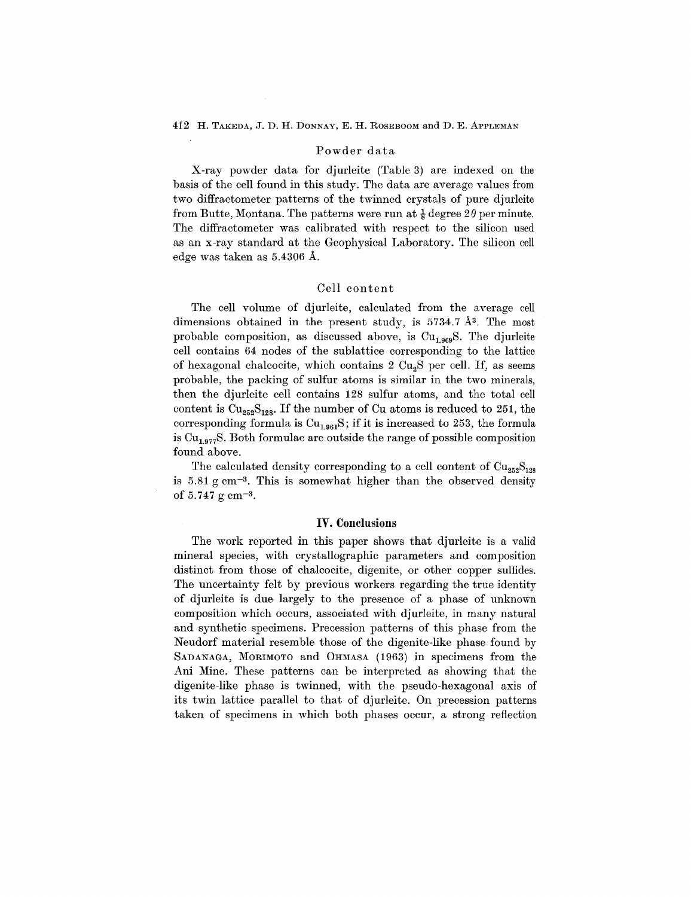### Powder data

X-ray powder data for djurleite (Table 3) are indexed on the basis of the cell found in this study. The data are average values from two diffractometer patterns of the twinned crystals of pure djurleite from Butte, Montana. The patterns were run at $\frac{1}{8}$ degree $2\theta$ per minute. The diffractometer was calibrated with respect to the silicon used as an x-ray standard at the Geophysical Laboratory. The silicon cell edge was taken as 5.4306 Å.

### Cell content

The cell volume of djurleite, calculated from the average cell dimensions obtained in the present study, is 5734.7 $Å^3$. The most probable composition, as discussed above, is $Cu_{1.969}S$. The djurleite cell contains 64 nodes of the sublattice corresponding to the lattice of hexagonal chalcocite, which contains 2 $Cu_2S$ per cell. If, as seems probable, the packing of sulfur atoms is similar in the two minerals, then the djurleite cell contains 128 sulfur atoms, and the total cell content is $Cu_{252}S_{128}$. If the number of Cu atoms is reduced to 251, the corresponding formula is $Cu_{1.961}S$; if it is increased to 253, the formula is $Cu_{1.977}S$. Both formulae are outside the range of possible composition found above.

The calculated density corresponding to a cell content of $Cu_{252}S_{128}$ is 5.81 g $cm^{-3}$. This is somewhat higher than the observed density of 5.747 g $cm^{-3}$.

## IV. Conclusions

The work reported in this paper shows that djurleite is a valid mineral species, with crystallographic parameters and composition distinct from those of chalcocite, digenite, or other copper sulfides. The uncertainty felt by previous workers regarding the true identity of djurleite is due largely to the presence of a phase of unknown composition which occurs, associated with djurleite, in many natural and synthetic specimens. Precession patterns of this phase from the Neudorf material resemble those of the digenite-like phase found by SADANAGA, MORIMOTO and OHMASA (1963) in specimens from the Ani Mine. These patterns can be interpreted as showing that the digenite-like phase is twinned, with the pseudo-hexagonal axis of its twin lattice parallel to that of djurleite. On precession patterns taken of specimens in which both phases occur, a strong reflection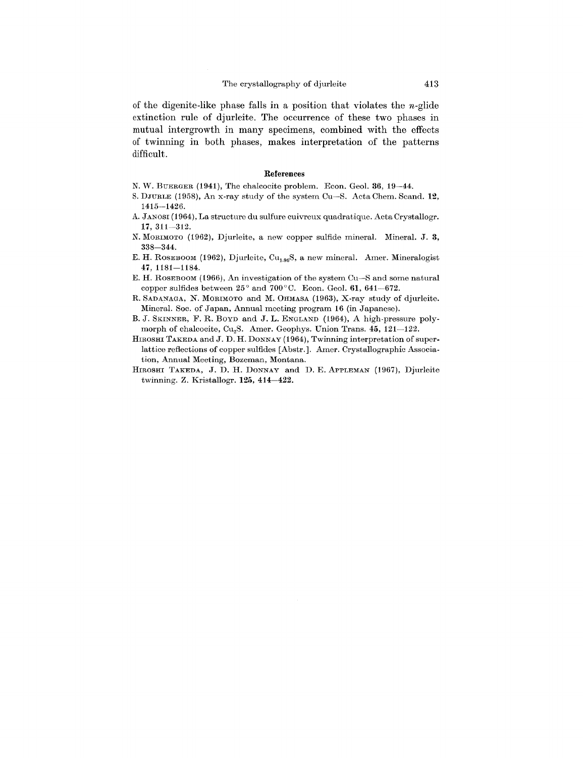of the digenite-like phase falls in a position that violates the $n$-glide extinction rule of djurleite. The occurrence of these two phases in mutual intergrowth in many specimens, combined with the effects of twinning in both phases, makes interpretation of the patterns difficult.

## References

N. W. Buerger (1941), The chalcocite problem. Econ. Geol. **36**, 19—44.

S. Djurle (1958), An x-ray study of the system Cu—S. Acta Chem. Scand. **12**, 1415—1426.

A. Janosi (1964), La structure du sulfure cuivreux quadratique. Acta Crystallogr. **17**, 311—312.

N. Morimoto (1962), Djurleite, a new copper sulfide mineral. Mineral. J. **3**, 338—344.

E. H. Roseboom (1962), Djurleite, $Cu_{1.96}S$, a new mineral. Amer. Mineralogist **47**, 1181—1184.

E. H. Roseboom (1966), An investigation of the system Cu—S and some natural copper sulfides between 25° and 700°C. Econ. Geol. **61**, 641—672.

R. Sadanaga, N. Morimoto and M. Ohmasa (1963), X-ray study of djurleite. Mineral. Soc. of Japan, Annual meeting program 16 (in Japanese).

B. J. Skinner, F. R. Boyd and J. L. England (1964), A high-pressure polymorph of chalcocite, $Cu_2S$. Amer. Geophys. Union Trans. **45**, 121—122.

Hiroshi Takeda and J. D. H. Donnay (1964), Twinning interpretation of superlattice reflections of copper sulfides [Abstr.]. Amer. Crystallographic Association, Annual Meeting, Bozeman, Montana.

Hiroshi Takeda, J. D. H. Donnay and D. E. Appleman (1967), Djurleite twinning. Z. Kristallogr. **125**, 414—422.